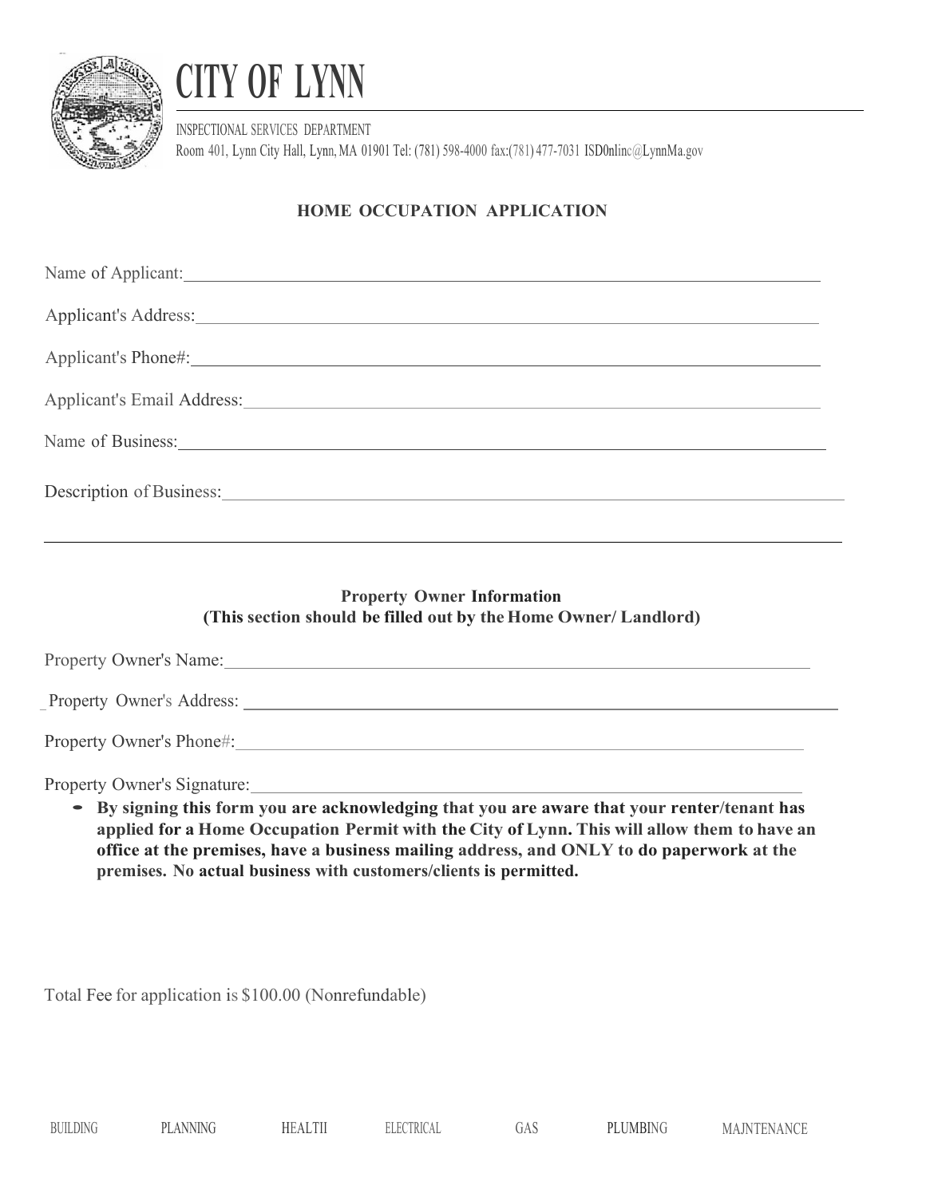# CITY OF LYNN

INSPECTIONAL SERVICES DEPARTMENT
Room 401, Lynn City Hall, Lynn, MA 01901 Tel: (781) 598-4000 fax:(781) 477-7031 ISD0nlinc@LynnMa.gov

## HOME OCCUPATION APPLICATION

Name of Applicant:______________________________________________

Applicant's Address:______________________________________________

Applicant's Phone#:______________________________________________

Applicant's Email Address:______________________________________________

Name of Business:______________________________________________

Description of Business:______________________________________________

______________________________________________________________

**Property Owner Information**
**(This section should be filled out by the Home Owner/ Landlord)**

Property Owner's Name:______________________________________________

Property Owner's Address:______________________________________________

Property Owner's Phone#:______________________________________________

Property Owner's Signature:______________________________________________

- **By signing this form you are acknowledging that you are aware that your renter/tenant has applied for a Home Occupation Permit with the City of Lynn. This will allow them to have an office at the premises, have a business mailing address, and ONLY to do paperwork at the premises. No actual business with customers/clients is permitted.**

Total Fee for application is $100.00 (Nonrefundable)

BUILDING PLANNING HEALTII ELECTRICAL GAS PLUMBING MAJNTENANCE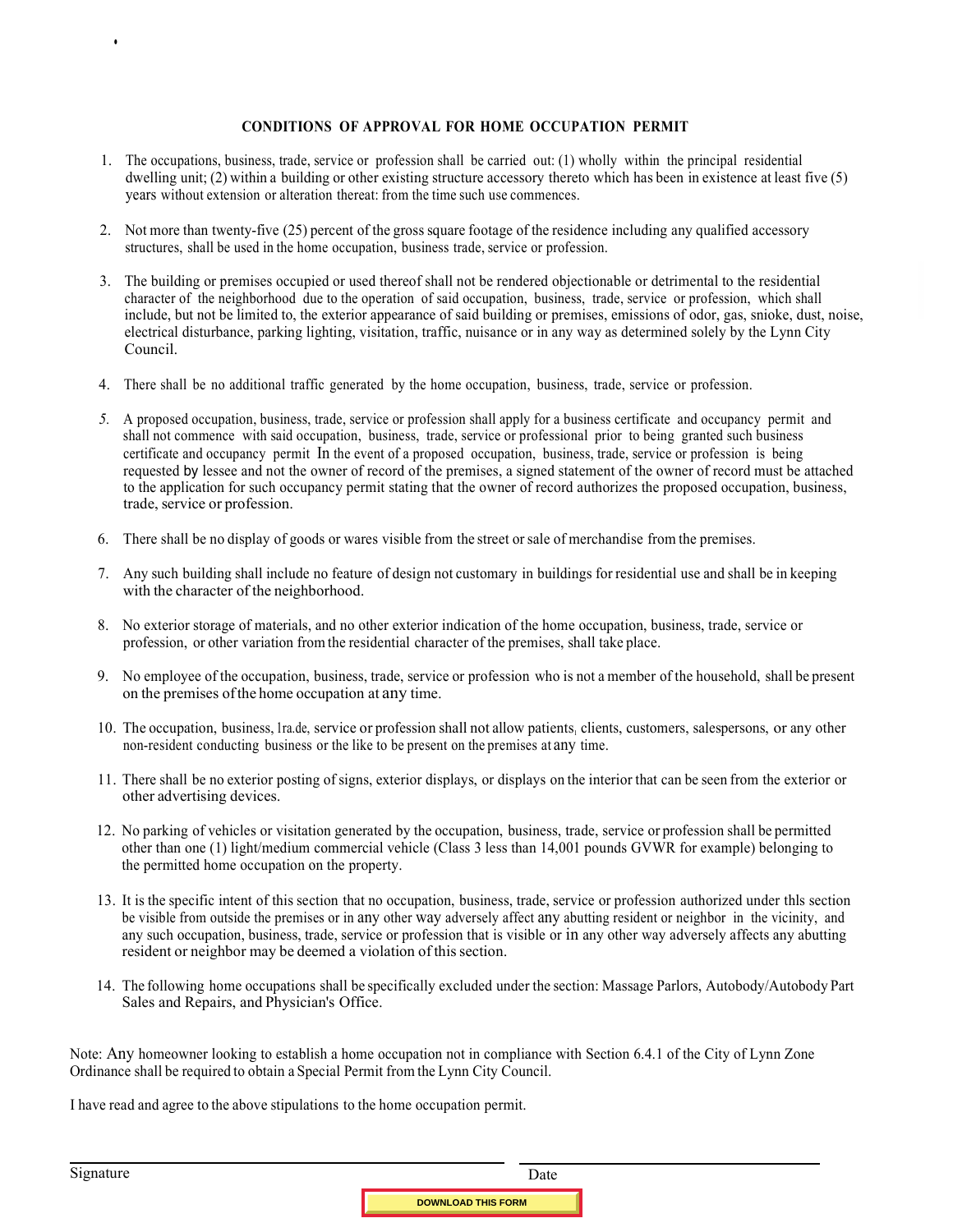## CONDITIONS OF APPROVAL FOR HOME OCCUPATION PERMIT

1. The occupations, business, trade, service or profession shall be carried out: (1) wholly within the principal residential dwelling unit; (2) within a building or other existing structure accessory thereto which has been in existence at least five (5) years without extension or alteration thereat: from the time such use commences.

2. Not more than twenty-five (25) percent of the gross square footage of the residence including any qualified accessory structures, shall be used in the home occupation, business trade, service or profession.

3. The building or premises occupied or used thereof shall not be rendered objectionable or detrimental to the residential character of the neighborhood due to the operation of said occupation, business, trade, service or profession, which shall include, but not be limited to, the exterior appearance of said building or premises, emissions of odor, gas, snioke, dust, noise, electrical disturbance, parking lighting, visitation, traffic, nuisance or in any way as determined solely by the Lynn City Council.

4. There shall be no additional traffic generated by the home occupation, business, trade, service or profession.

5. A proposed occupation, business, trade, service or profession shall apply for a business certificate and occupancy permit and shall not commence with said occupation, business, trade, service or professional prior to being granted such business certificate and occupancy permit In the event of a proposed occupation, business, trade, service or profession is being requested by lessee and not the owner of record of the premises, a signed statement of the owner of record must be attached to the application for such occupancy permit stating that the owner of record authorizes the proposed occupation, business, trade, service or profession.

6. There shall be no display of goods or wares visible from the street or sale of merchandise from the premises.

7. Any such building shall include no feature of design not customary in buildings for residential use and shall be in keeping with the character of the neighborhood.

8. No exterior storage of materials, and no other exterior indication of the home occupation, business, trade, service or profession, or other variation from the residential character of the premises, shall take place.

9. No employee of the occupation, business, trade, service or profession who is not a member of the household, shall be present on the premises of the home occupation at any time.

10. The occupation, business, 1ra.de, service or profession shall not allow patients, clients, customers, salespersons, or any other non-resident conducting business or the like to be present on the premises at any time.

11. There shall be no exterior posting of signs, exterior displays, or displays on the interior that can be seen from the exterior or other advertising devices.

12. No parking of vehicles or visitation generated by the occupation, business, trade, service or profession shall be permitted other than one (1) light/medium commercial vehicle (Class 3 less than 14,001 pounds GVWR for example) belonging to the permitted home occupation on the property.

13. It is the specific intent of this section that no occupation, business, trade, service or profession authorized under thls section be visible from outside the premises or in any other way adversely affect any abutting resident or neighbor in the vicinity, and any such occupation, business, trade, service or profession that is visible or in any other way adversely affects any abutting resident or neighbor may be deemed a violation of this section.

14. The following home occupations shall be specifically excluded under the section: Massage Parlors, Autobody/Autobody Part Sales and Repairs, and Physician's Office.

Note: Any homeowner looking to establish a home occupation not in compliance with Section 6.4.1 of the City of Lynn Zone Ordinance shall be required to obtain a Special Permit from the Lynn City Council.

I have read and agree to the above stipulations to the home occupation permit.

Signature ______________________________ Date ______________________

DOWNLOAD THIS FORM